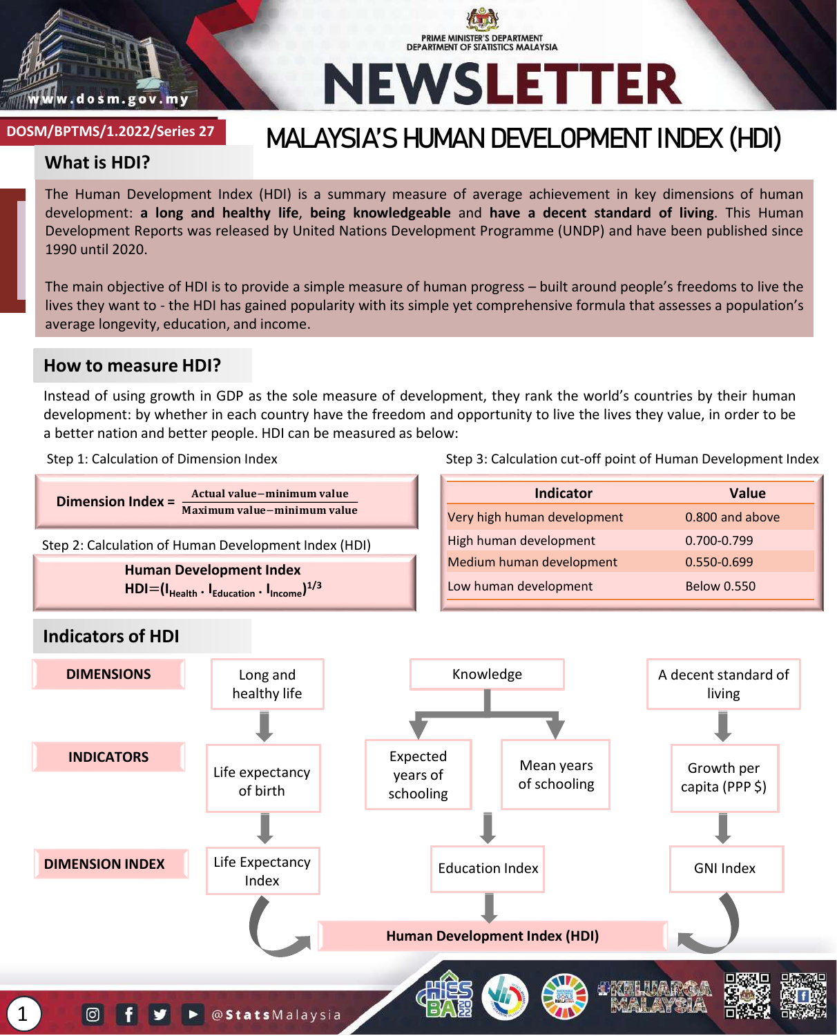PRIME MINISTER'S DEPARTMENT
DEPARTMENT OF STATISTICS MALAYSIA

# NEWSLETTER

DOSM/BPTMS/1.2022/Series 27

# MALAYSIA'S HUMAN DEVELOPMENT INDEX (HDI)

## What is HDI?

The Human Development Index (HDI) is a summary measure of average achievement in key dimensions of human development: **a long and healthy life**, **being knowledgeable** and **have a decent standard of living**. This Human Development Reports was released by United Nations Development Programme (UNDP) and have been published since 1990 until 2020.

The main objective of HDI is to provide a simple measure of human progress – built around people's freedoms to live the lives they want to - the HDI has gained popularity with its simple yet comprehensive formula that assesses a population's average longevity, education, and income.

## How to measure HDI?

Instead of using growth in GDP as the sole measure of development, they rank the world's countries by their human development: by whether in each country have the freedom and opportunity to live the lives they value, in order to be a better nation and better people. HDI can be measured as below:

Step 1: Calculation of Dimension Index

$$\text{Dimension Index} = \frac{\text{Actual value} - \text{minimum value}}{\text{Maximum value} - \text{minimum value}}$$

Step 2: Calculation of Human Development Index (HDI)

**Human Development Index**

$$HDI = (I_{Health} \cdot I_{Education} \cdot I_{Income})^{1/3}$$

Step 3: Calculation cut-off point of Human Development Index

| Indicator | Value |
|---|---|
| Very high human development | 0.800 and above |
| High human development | 0.700-0.799 |
| Medium human development | 0.550-0.699 |
| Low human development | Below 0.550 |

## Indicators of HDI

| | | | | |
|---|---|---|---|---|
| **DIMENSIONS** | Long and healthy life | Knowledge | | A decent standard of living |
| **INDICATORS** | Life expectancy of birth | Expected years of schooling | Mean years of schooling | Growth per capita (PPP $) |
| **DIMENSION INDEX** | Life Expectancy Index | Education Index | | GNI Index |

Life Expectancy Index, Education Index and GNI Index → **Human Development Index (HDI)**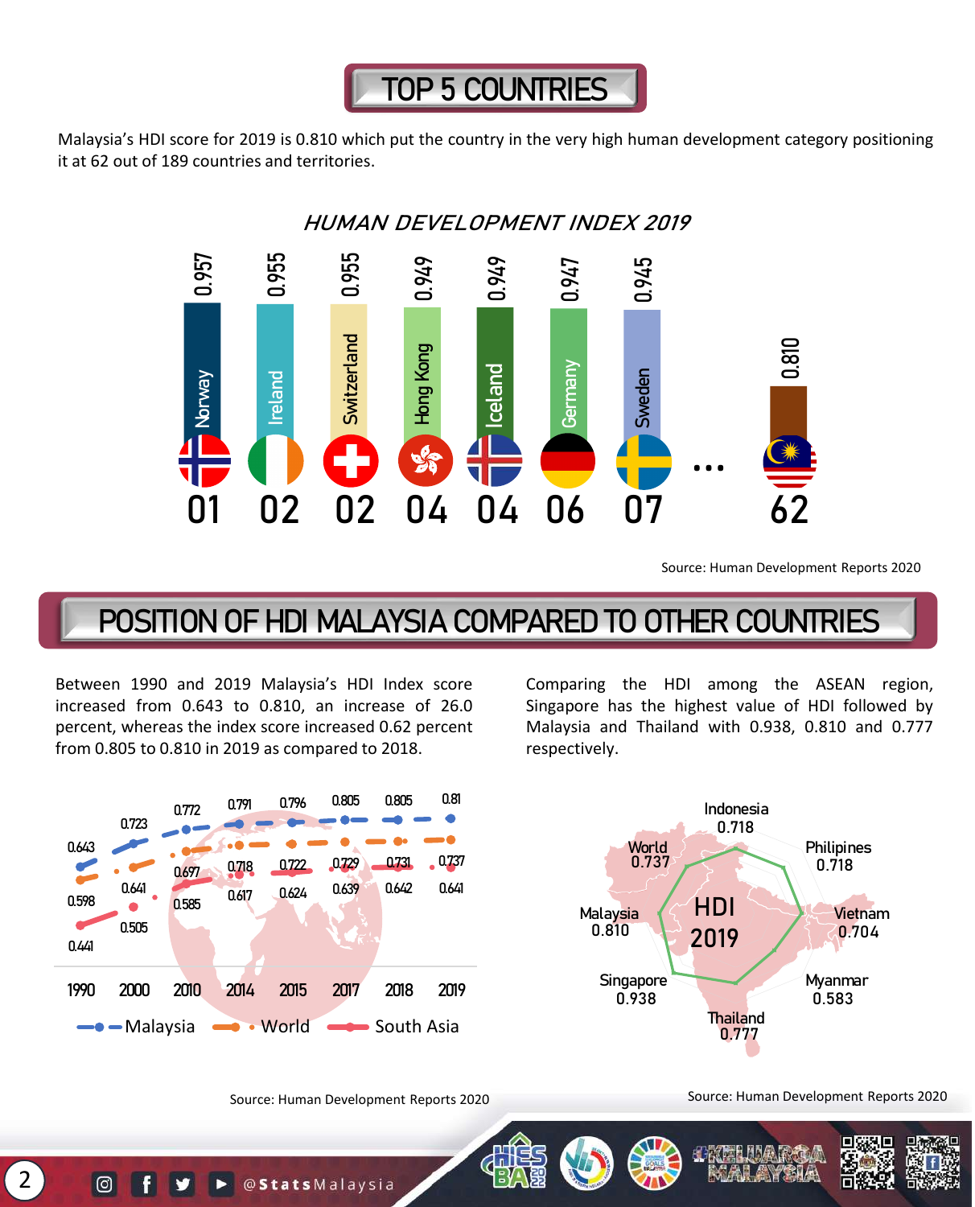## TOP 5 COUNTRIES

Malaysia's HDI score for 2019 is 0.810 which put the country in the very high human development category positioning it at 62 out of 189 countries and territories.

*HUMAN DEVELOPMENT INDEX 2019*

0.957 Norway 01
0.955 Ireland 02
0.955 Switzerland 02
0.949 Hong Kong 04
0.949 Iceland 04
0.947 Germany 06
0.945 Sweden 07
...
0.810 62

Source: Human Development Reports 2020

## POSITION OF HDI MALAYSIA COMPARED TO OTHER COUNTRIES

Between 1990 and 2019 Malaysia's HDI Index score increased from 0.643 to 0.810, an increase of 26.0 percent, whereas the index score increased 0.62 percent from 0.805 to 0.810 in 2019 as compared to 2018.

0.643 0.723 0.772 0.791 0.796 0.805 0.805 0.81
0.598 0.641 0.697 0.718 0.722 0.729 0.731 0.737
0.441 0.505 0.585 0.617 0.624 0.639 0.642 0.641

1990 2000 2010 2014 2015 2017 2018 2019

Malaysia World South Asia

Source: Human Development Reports 2020

Comparing the HDI among the ASEAN region, Singapore has the highest value of HDI followed by Malaysia and Thailand with 0.938, 0.810 and 0.777 respectively.

HDI 2019

Indonesia 0.718
Philipines 0.718
Vietnam 0.704
Myanmar 0.583
Thailand 0.777
Singapore 0.938
Malaysia 0.810
World 0.737

Source: Human Development Reports 2020